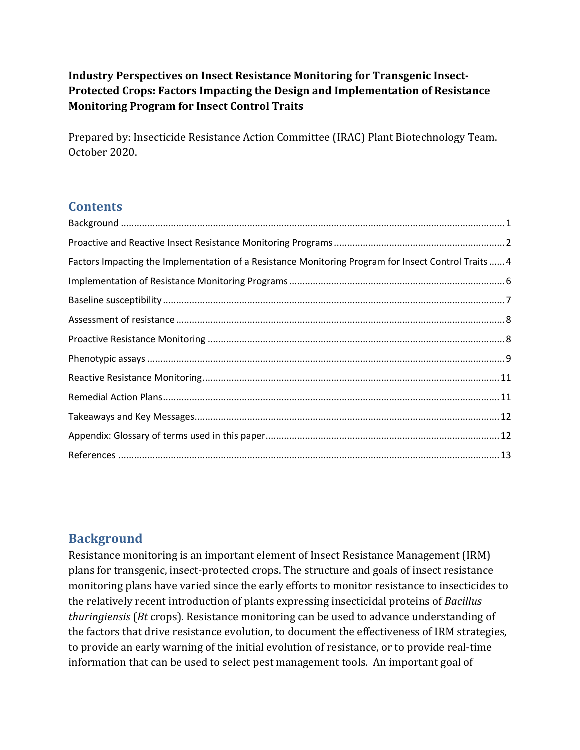**Industry Perspectives on Insect Resistance Monitoring for Transgenic Insect-Protected Crops: Factors Impacting the Design and Implementation of Resistance Monitoring Program for Insect Control Traits**

Prepared by: Insecticide Resistance Action Committee (IRAC) Plant Biotechnology Team. October 2020.

## Contents

- Background ........................................................ 1
- Proactive and Reactive Insect Resistance Monitoring Programs ........................................................ 2
- Factors Impacting the Implementation of a Resistance Monitoring Program for Insect Control Traits ...... 4
- Implementation of Resistance Monitoring Programs ........................................................ 6
- Baseline susceptibility ........................................................ 7
- Assessment of resistance ........................................................ 8
- Proactive Resistance Monitoring ........................................................ 8
- Phenotypic assays ........................................................ 9
- Reactive Resistance Monitoring ........................................................ 11
- Remedial Action Plans ........................................................ 11
- Takeaways and Key Messages ........................................................ 12
- Appendix: Glossary of terms used in this paper ........................................................ 12
- References ........................................................ 13

## Background

Resistance monitoring is an important element of Insect Resistance Management (IRM) plans for transgenic, insect-protected crops. The structure and goals of insect resistance monitoring plans have varied since the early efforts to monitor resistance to insecticides to the relatively recent introduction of plants expressing insecticidal proteins of *Bacillus thuringiensis* (*Bt* crops). Resistance monitoring can be used to advance understanding of the factors that drive resistance evolution, to document the effectiveness of IRM strategies, to provide an early warning of the initial evolution of resistance, or to provide real-time information that can be used to select pest management tools. An important goal of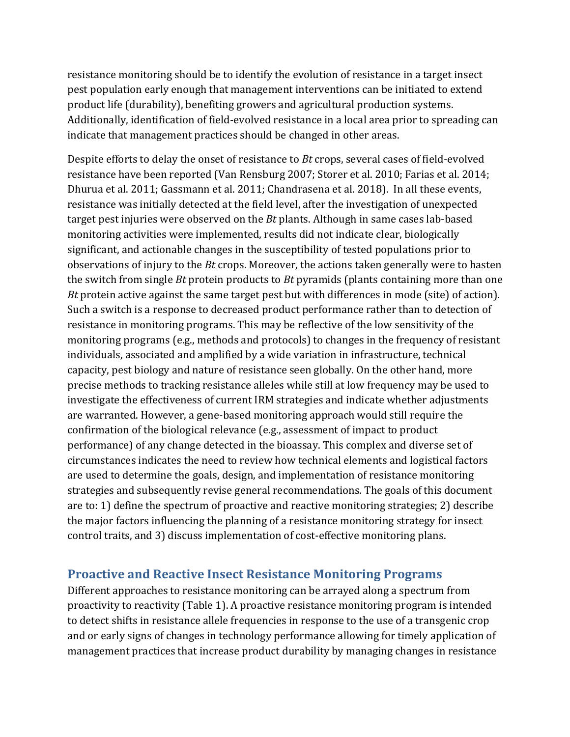resistance monitoring should be to identify the evolution of resistance in a target insect pest population early enough that management interventions can be initiated to extend product life (durability), benefiting growers and agricultural production systems. Additionally, identification of field-evolved resistance in a local area prior to spreading can indicate that management practices should be changed in other areas.

Despite efforts to delay the onset of resistance to *Bt* crops, several cases of field-evolved resistance have been reported (Van Rensburg 2007; Storer et al. 2010; Farias et al. 2014; Dhurua et al. 2011; Gassmann et al. 2011; Chandrasena et al. 2018). In all these events, resistance was initially detected at the field level, after the investigation of unexpected target pest injuries were observed on the *Bt* plants. Although in same cases lab-based monitoring activities were implemented, results did not indicate clear, biologically significant, and actionable changes in the susceptibility of tested populations prior to observations of injury to the *Bt* crops. Moreover, the actions taken generally were to hasten the switch from single *Bt* protein products to *Bt* pyramids (plants containing more than one *Bt* protein active against the same target pest but with differences in mode (site) of action). Such a switch is a response to decreased product performance rather than to detection of resistance in monitoring programs. This may be reflective of the low sensitivity of the monitoring programs (e.g., methods and protocols) to changes in the frequency of resistant individuals, associated and amplified by a wide variation in infrastructure, technical capacity, pest biology and nature of resistance seen globally. On the other hand, more precise methods to tracking resistance alleles while still at low frequency may be used to investigate the effectiveness of current IRM strategies and indicate whether adjustments are warranted. However, a gene-based monitoring approach would still require the confirmation of the biological relevance (e.g., assessment of impact to product performance) of any change detected in the bioassay. This complex and diverse set of circumstances indicates the need to review how technical elements and logistical factors are used to determine the goals, design, and implementation of resistance monitoring strategies and subsequently revise general recommendations. The goals of this document are to: 1) define the spectrum of proactive and reactive monitoring strategies; 2) describe the major factors influencing the planning of a resistance monitoring strategy for insect control traits, and 3) discuss implementation of cost-effective monitoring plans.

## Proactive and Reactive Insect Resistance Monitoring Programs

Different approaches to resistance monitoring can be arrayed along a spectrum from proactivity to reactivity (Table 1). A proactive resistance monitoring program is intended to detect shifts in resistance allele frequencies in response to the use of a transgenic crop and or early signs of changes in technology performance allowing for timely application of management practices that increase product durability by managing changes in resistance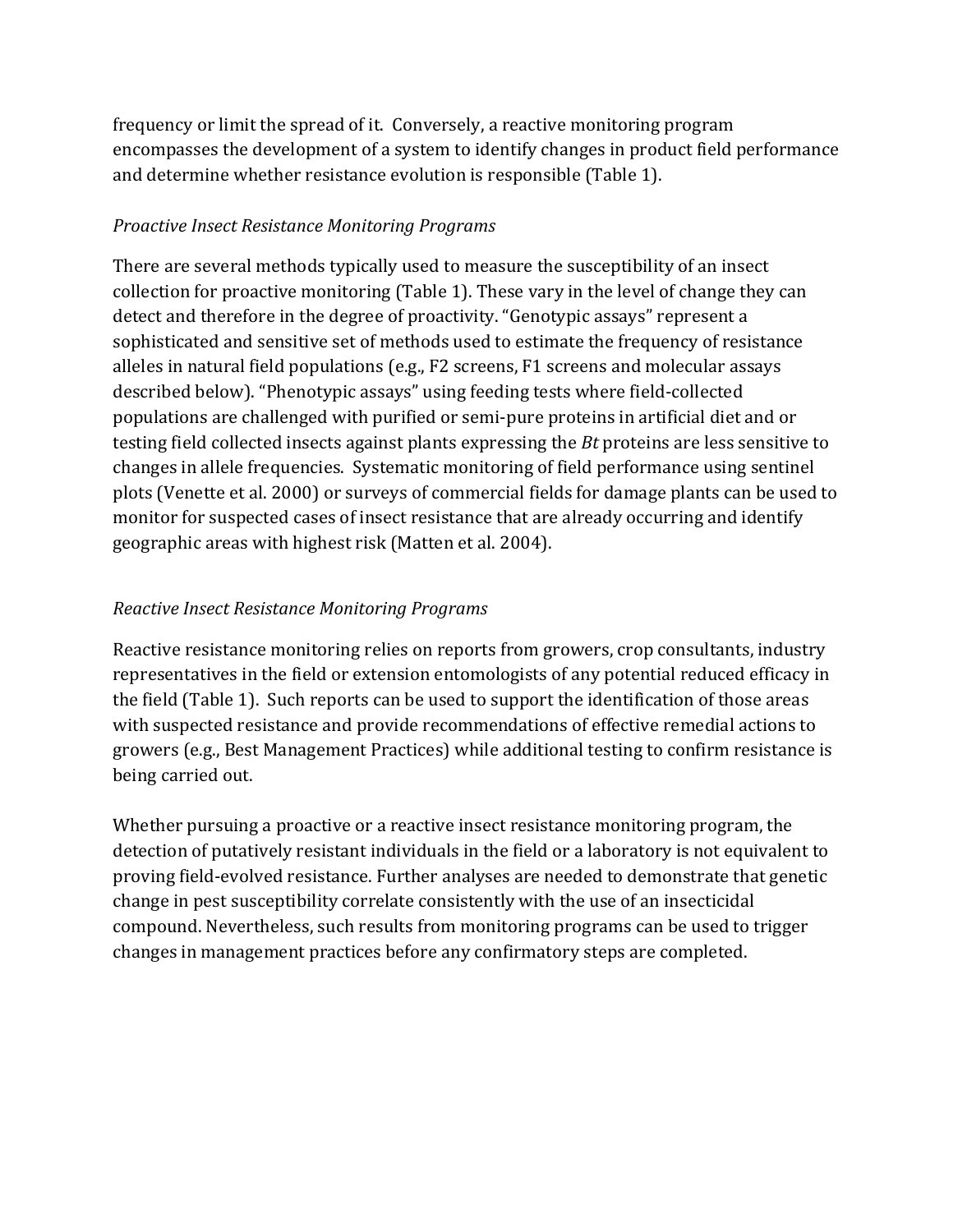frequency or limit the spread of it. Conversely, a reactive monitoring program encompasses the development of a system to identify changes in product field performance and determine whether resistance evolution is responsible (Table 1).

*Proactive Insect Resistance Monitoring Programs*

There are several methods typically used to measure the susceptibility of an insect collection for proactive monitoring (Table 1). These vary in the level of change they can detect and therefore in the degree of proactivity. "Genotypic assays" represent a sophisticated and sensitive set of methods used to estimate the frequency of resistance alleles in natural field populations (e.g., F2 screens, F1 screens and molecular assays described below). "Phenotypic assays" using feeding tests where field-collected populations are challenged with purified or semi-pure proteins in artificial diet and or testing field collected insects against plants expressing the *Bt* proteins are less sensitive to changes in allele frequencies. Systematic monitoring of field performance using sentinel plots (Venette et al. 2000) or surveys of commercial fields for damage plants can be used to monitor for suspected cases of insect resistance that are already occurring and identify geographic areas with highest risk (Matten et al. 2004).

*Reactive Insect Resistance Monitoring Programs*

Reactive resistance monitoring relies on reports from growers, crop consultants, industry representatives in the field or extension entomologists of any potential reduced efficacy in the field (Table 1). Such reports can be used to support the identification of those areas with suspected resistance and provide recommendations of effective remedial actions to growers (e.g., Best Management Practices) while additional testing to confirm resistance is being carried out.

Whether pursuing a proactive or a reactive insect resistance monitoring program, the detection of putatively resistant individuals in the field or a laboratory is not equivalent to proving field-evolved resistance. Further analyses are needed to demonstrate that genetic change in pest susceptibility correlate consistently with the use of an insecticidal compound. Nevertheless, such results from monitoring programs can be used to trigger changes in management practices before any confirmatory steps are completed.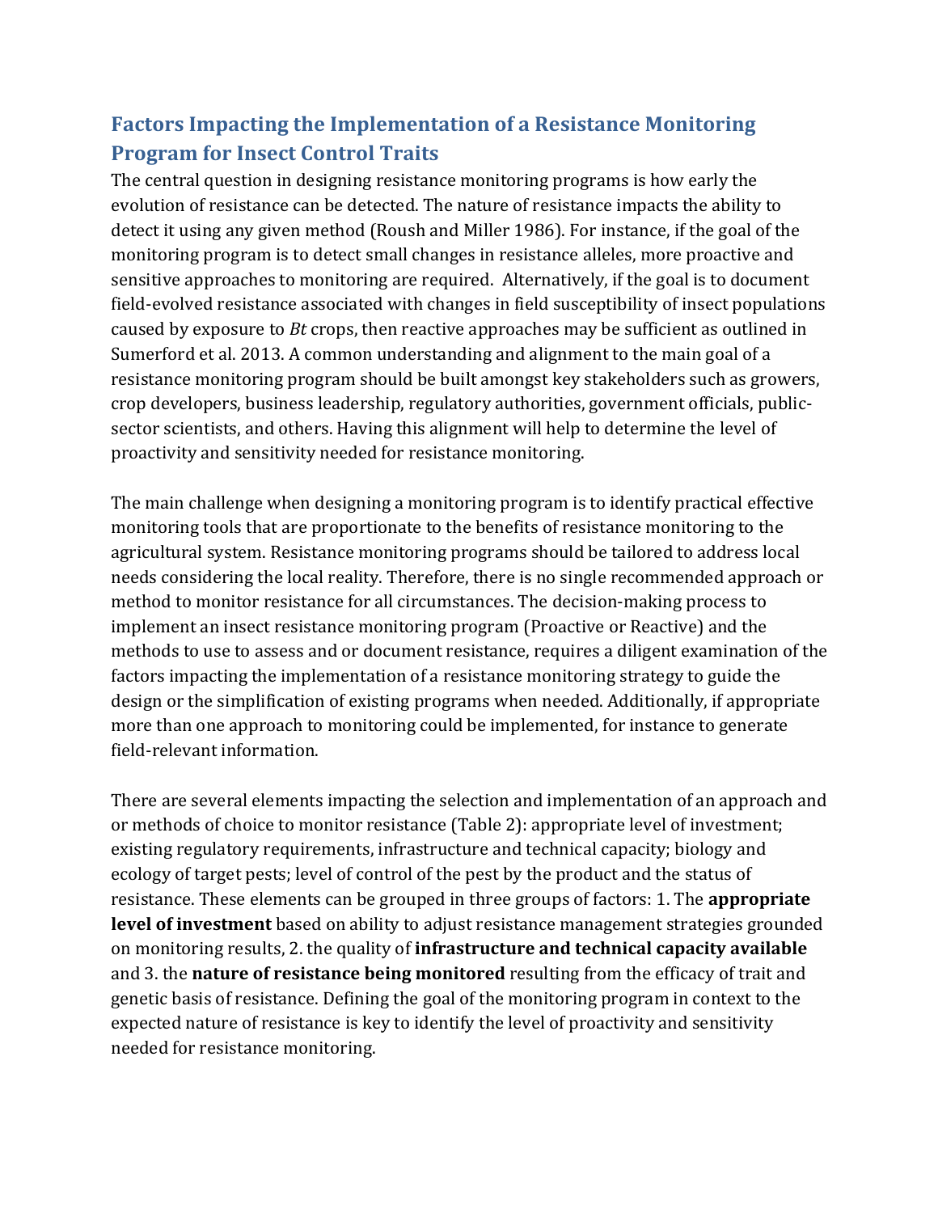## Factors Impacting the Implementation of a Resistance Monitoring Program for Insect Control Traits

The central question in designing resistance monitoring programs is how early the evolution of resistance can be detected. The nature of resistance impacts the ability to detect it using any given method (Roush and Miller 1986). For instance, if the goal of the monitoring program is to detect small changes in resistance alleles, more proactive and sensitive approaches to monitoring are required. Alternatively, if the goal is to document field-evolved resistance associated with changes in field susceptibility of insect populations caused by exposure to *Bt* crops, then reactive approaches may be sufficient as outlined in Sumerford et al. 2013. A common understanding and alignment to the main goal of a resistance monitoring program should be built amongst key stakeholders such as growers, crop developers, business leadership, regulatory authorities, government officials, public-sector scientists, and others. Having this alignment will help to determine the level of proactivity and sensitivity needed for resistance monitoring.

The main challenge when designing a monitoring program is to identify practical effective monitoring tools that are proportionate to the benefits of resistance monitoring to the agricultural system. Resistance monitoring programs should be tailored to address local needs considering the local reality. Therefore, there is no single recommended approach or method to monitor resistance for all circumstances. The decision-making process to implement an insect resistance monitoring program (Proactive or Reactive) and the methods to use to assess and or document resistance, requires a diligent examination of the factors impacting the implementation of a resistance monitoring strategy to guide the design or the simplification of existing programs when needed. Additionally, if appropriate more than one approach to monitoring could be implemented, for instance to generate field-relevant information.

There are several elements impacting the selection and implementation of an approach and or methods of choice to monitor resistance (Table 2): appropriate level of investment; existing regulatory requirements, infrastructure and technical capacity; biology and ecology of target pests; level of control of the pest by the product and the status of resistance. These elements can be grouped in three groups of factors: 1. The **appropriate level of investment** based on ability to adjust resistance management strategies grounded on monitoring results, 2. the quality of **infrastructure and technical capacity available** and 3. the **nature of resistance being monitored** resulting from the efficacy of trait and genetic basis of resistance. Defining the goal of the monitoring program in context to the expected nature of resistance is key to identify the level of proactivity and sensitivity needed for resistance monitoring.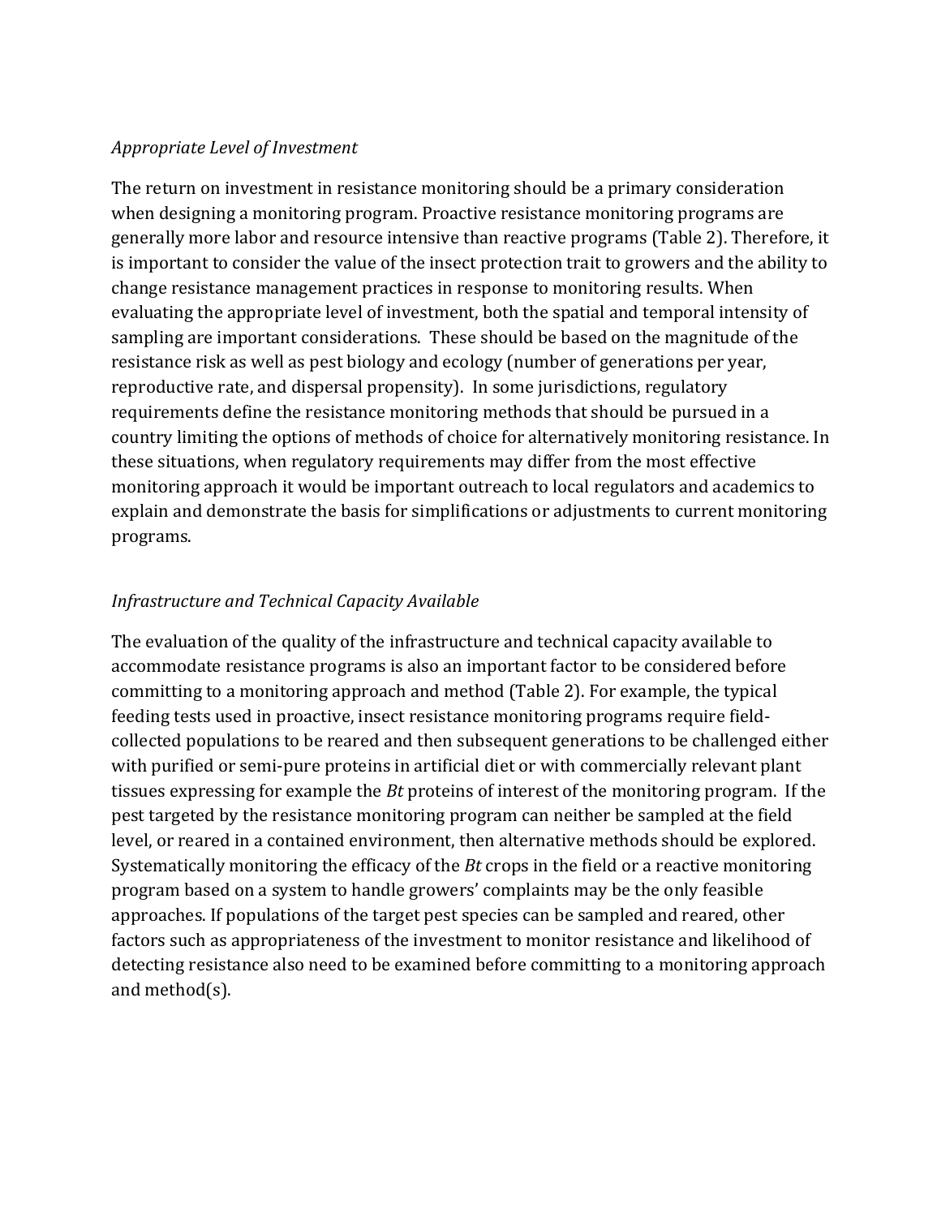*Appropriate Level of Investment*

The return on investment in resistance monitoring should be a primary consideration when designing a monitoring program. Proactive resistance monitoring programs are generally more labor and resource intensive than reactive programs (Table 2). Therefore, it is important to consider the value of the insect protection trait to growers and the ability to change resistance management practices in response to monitoring results. When evaluating the appropriate level of investment, both the spatial and temporal intensity of sampling are important considerations. These should be based on the magnitude of the resistance risk as well as pest biology and ecology (number of generations per year, reproductive rate, and dispersal propensity). In some jurisdictions, regulatory requirements define the resistance monitoring methods that should be pursued in a country limiting the options of methods of choice for alternatively monitoring resistance. In these situations, when regulatory requirements may differ from the most effective monitoring approach it would be important outreach to local regulators and academics to explain and demonstrate the basis for simplifications or adjustments to current monitoring programs.

*Infrastructure and Technical Capacity Available*

The evaluation of the quality of the infrastructure and technical capacity available to accommodate resistance programs is also an important factor to be considered before committing to a monitoring approach and method (Table 2). For example, the typical feeding tests used in proactive, insect resistance monitoring programs require field-collected populations to be reared and then subsequent generations to be challenged either with purified or semi-pure proteins in artificial diet or with commercially relevant plant tissues expressing for example the *Bt* proteins of interest of the monitoring program. If the pest targeted by the resistance monitoring program can neither be sampled at the field level, or reared in a contained environment, then alternative methods should be explored. Systematically monitoring the efficacy of the *Bt* crops in the field or a reactive monitoring program based on a system to handle growers' complaints may be the only feasible approaches. If populations of the target pest species can be sampled and reared, other factors such as appropriateness of the investment to monitor resistance and likelihood of detecting resistance also need to be examined before committing to a monitoring approach and method(s).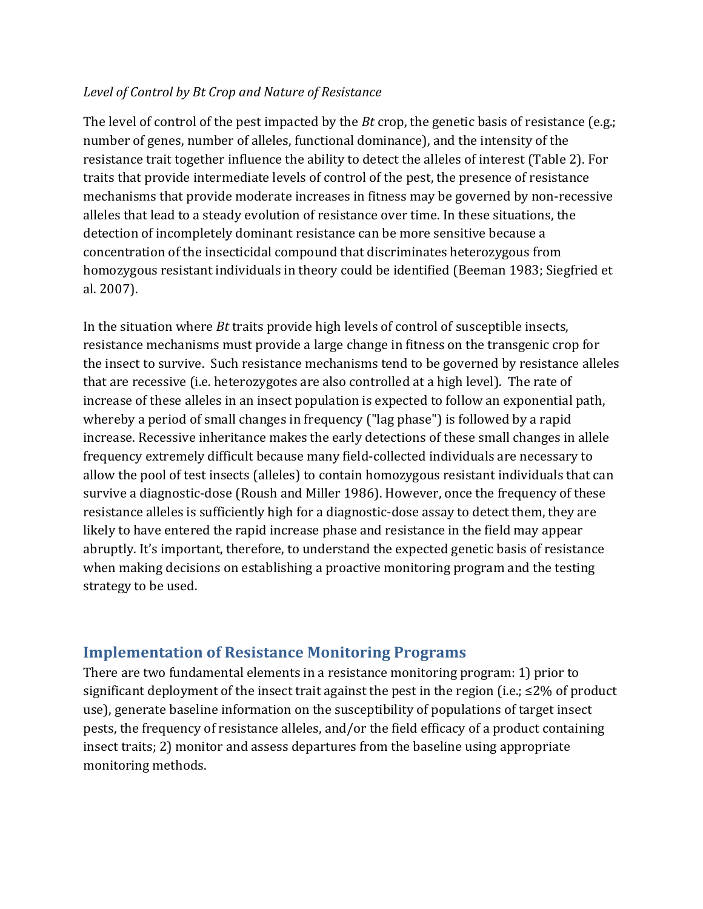*Level of Control by Bt Crop and Nature of Resistance*

The level of control of the pest impacted by the *Bt* crop, the genetic basis of resistance (e.g.; number of genes, number of alleles, functional dominance), and the intensity of the resistance trait together influence the ability to detect the alleles of interest (Table 2). For traits that provide intermediate levels of control of the pest, the presence of resistance mechanisms that provide moderate increases in fitness may be governed by non-recessive alleles that lead to a steady evolution of resistance over time. In these situations, the detection of incompletely dominant resistance can be more sensitive because a concentration of the insecticidal compound that discriminates heterozygous from homozygous resistant individuals in theory could be identified (Beeman 1983; Siegfried et al. 2007).

In the situation where *Bt* traits provide high levels of control of susceptible insects, resistance mechanisms must provide a large change in fitness on the transgenic crop for the insect to survive. Such resistance mechanisms tend to be governed by resistance alleles that are recessive (i.e. heterozygotes are also controlled at a high level). The rate of increase of these alleles in an insect population is expected to follow an exponential path, whereby a period of small changes in frequency ("lag phase") is followed by a rapid increase. Recessive inheritance makes the early detections of these small changes in allele frequency extremely difficult because many field-collected individuals are necessary to allow the pool of test insects (alleles) to contain homozygous resistant individuals that can survive a diagnostic-dose (Roush and Miller 1986). However, once the frequency of these resistance alleles is sufficiently high for a diagnostic-dose assay to detect them, they are likely to have entered the rapid increase phase and resistance in the field may appear abruptly. It's important, therefore, to understand the expected genetic basis of resistance when making decisions on establishing a proactive monitoring program and the testing strategy to be used.

## Implementation of Resistance Monitoring Programs

There are two fundamental elements in a resistance monitoring program: 1) prior to significant deployment of the insect trait against the pest in the region (i.e.; ≤2% of product use), generate baseline information on the susceptibility of populations of target insect pests, the frequency of resistance alleles, and/or the field efficacy of a product containing insect traits; 2) monitor and assess departures from the baseline using appropriate monitoring methods.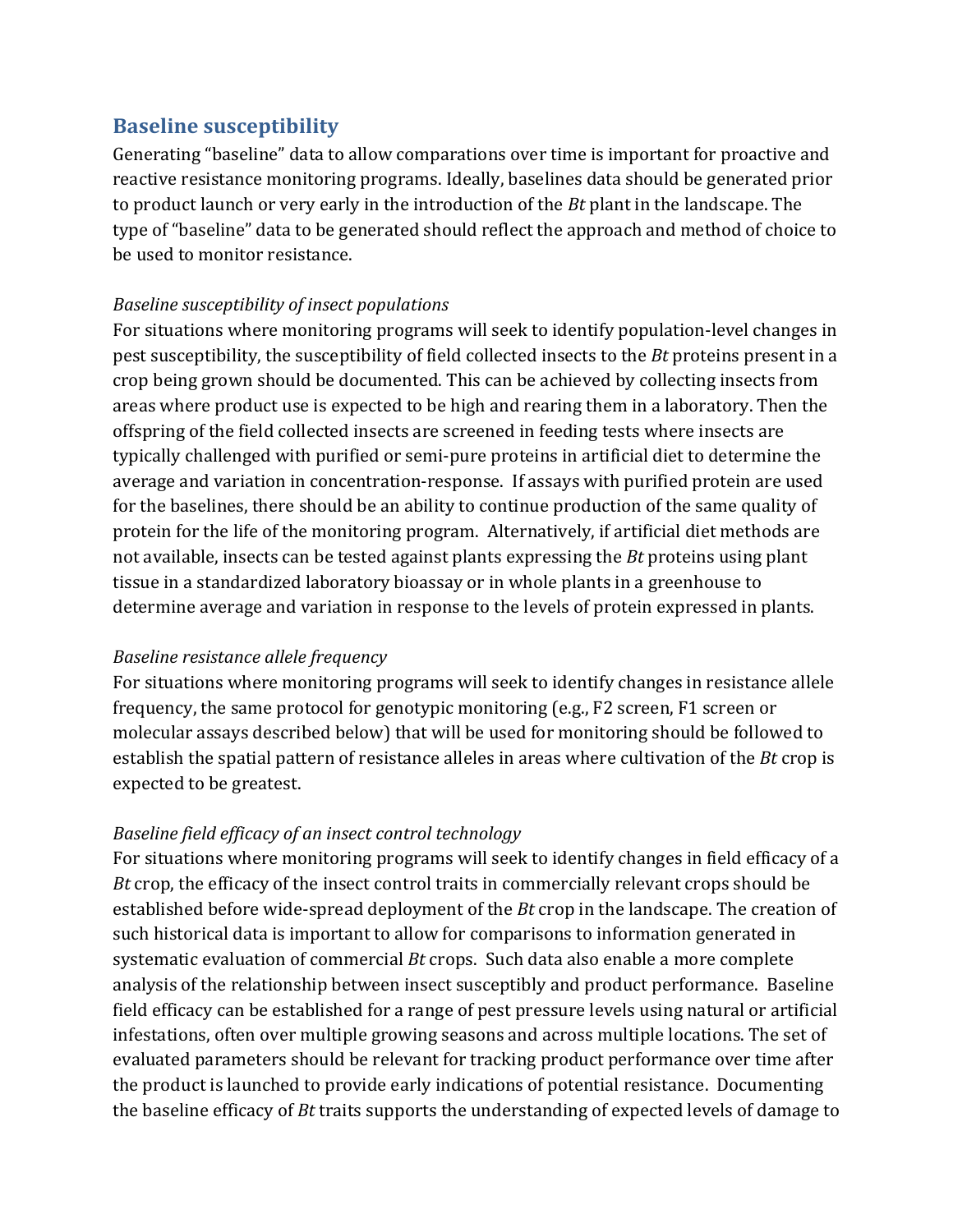## Baseline susceptibility

Generating "baseline" data to allow comparations over time is important for proactive and reactive resistance monitoring programs. Ideally, baselines data should be generated prior to product launch or very early in the introduction of the *Bt* plant in the landscape. The type of "baseline" data to be generated should reflect the approach and method of choice to be used to monitor resistance.

*Baseline susceptibility of insect populations*

For situations where monitoring programs will seek to identify population-level changes in pest susceptibility, the susceptibility of field collected insects to the *Bt* proteins present in a crop being grown should be documented. This can be achieved by collecting insects from areas where product use is expected to be high and rearing them in a laboratory. Then the offspring of the field collected insects are screened in feeding tests where insects are typically challenged with purified or semi-pure proteins in artificial diet to determine the average and variation in concentration-response. If assays with purified protein are used for the baselines, there should be an ability to continue production of the same quality of protein for the life of the monitoring program. Alternatively, if artificial diet methods are not available, insects can be tested against plants expressing the *Bt* proteins using plant tissue in a standardized laboratory bioassay or in whole plants in a greenhouse to determine average and variation in response to the levels of protein expressed in plants.

*Baseline resistance allele frequency*

For situations where monitoring programs will seek to identify changes in resistance allele frequency, the same protocol for genotypic monitoring (e.g., F2 screen, F1 screen or molecular assays described below) that will be used for monitoring should be followed to establish the spatial pattern of resistance alleles in areas where cultivation of the *Bt* crop is expected to be greatest.

*Baseline field efficacy of an insect control technology*

For situations where monitoring programs will seek to identify changes in field efficacy of a *Bt* crop, the efficacy of the insect control traits in commercially relevant crops should be established before wide-spread deployment of the *Bt* crop in the landscape. The creation of such historical data is important to allow for comparisons to information generated in systematic evaluation of commercial *Bt* crops. Such data also enable a more complete analysis of the relationship between insect susceptibly and product performance. Baseline field efficacy can be established for a range of pest pressure levels using natural or artificial infestations, often over multiple growing seasons and across multiple locations. The set of evaluated parameters should be relevant for tracking product performance over time after the product is launched to provide early indications of potential resistance. Documenting the baseline efficacy of *Bt* traits supports the understanding of expected levels of damage to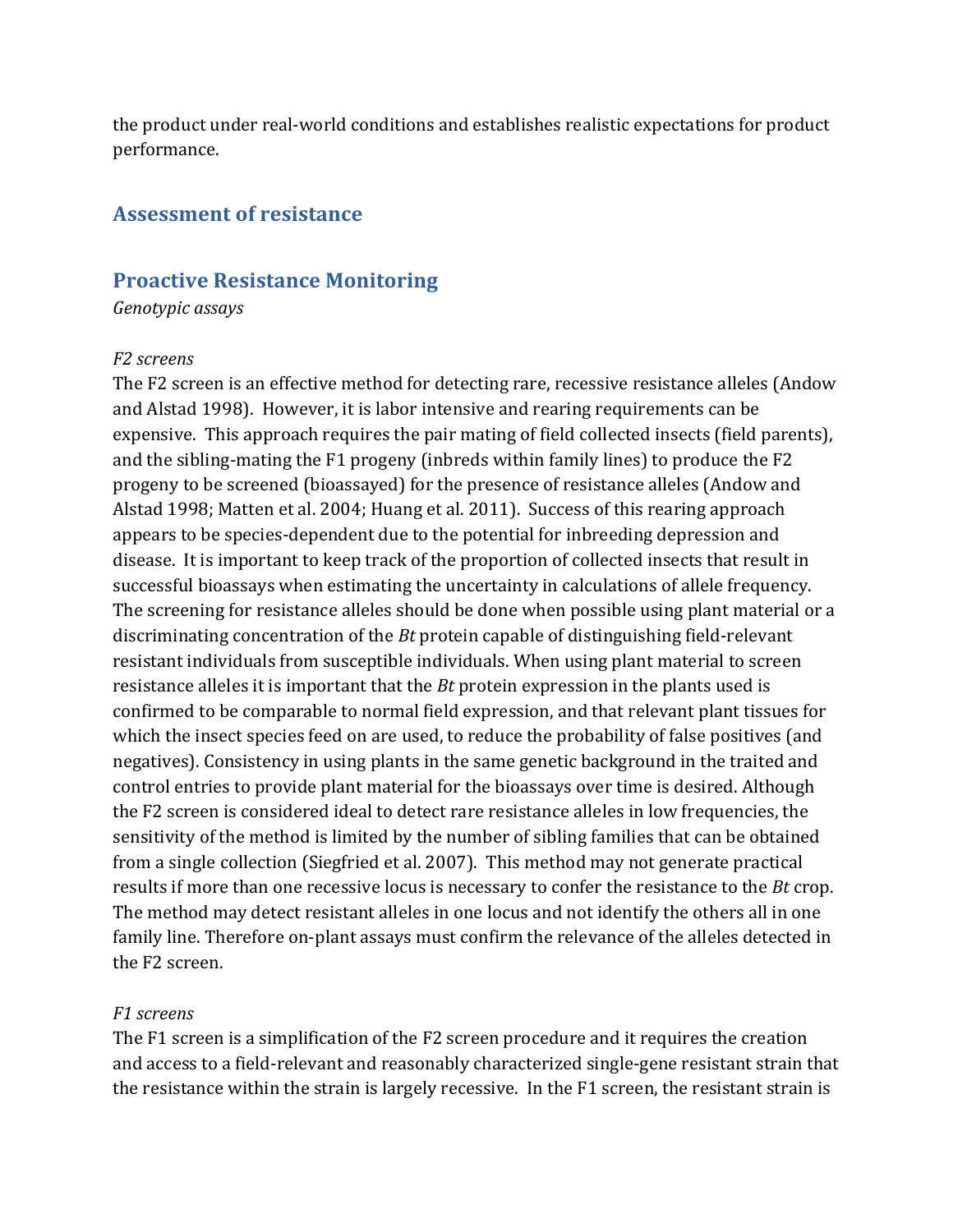the product under real-world conditions and establishes realistic expectations for product performance.

## Assessment of resistance

## Proactive Resistance Monitoring

*Genotypic assays*

*F2 screens*

The F2 screen is an effective method for detecting rare, recessive resistance alleles (Andow and Alstad 1998). However, it is labor intensive and rearing requirements can be expensive. This approach requires the pair mating of field collected insects (field parents), and the sibling-mating the F1 progeny (inbreds within family lines) to produce the F2 progeny to be screened (bioassayed) for the presence of resistance alleles (Andow and Alstad 1998; Matten et al. 2004; Huang et al. 2011). Success of this rearing approach appears to be species-dependent due to the potential for inbreeding depression and disease. It is important to keep track of the proportion of collected insects that result in successful bioassays when estimating the uncertainty in calculations of allele frequency. The screening for resistance alleles should be done when possible using plant material or a discriminating concentration of the *Bt* protein capable of distinguishing field-relevant resistant individuals from susceptible individuals. When using plant material to screen resistance alleles it is important that the *Bt* protein expression in the plants used is confirmed to be comparable to normal field expression, and that relevant plant tissues for which the insect species feed on are used, to reduce the probability of false positives (and negatives). Consistency in using plants in the same genetic background in the traited and control entries to provide plant material for the bioassays over time is desired. Although the F2 screen is considered ideal to detect rare resistance alleles in low frequencies, the sensitivity of the method is limited by the number of sibling families that can be obtained from a single collection (Siegfried et al. 2007). This method may not generate practical results if more than one recessive locus is necessary to confer the resistance to the *Bt* crop. The method may detect resistant alleles in one locus and not identify the others all in one family line. Therefore on-plant assays must confirm the relevance of the alleles detected in the F2 screen.

*F1 screens*

The F1 screen is a simplification of the F2 screen procedure and it requires the creation and access to a field-relevant and reasonably characterized single-gene resistant strain that the resistance within the strain is largely recessive. In the F1 screen, the resistant strain is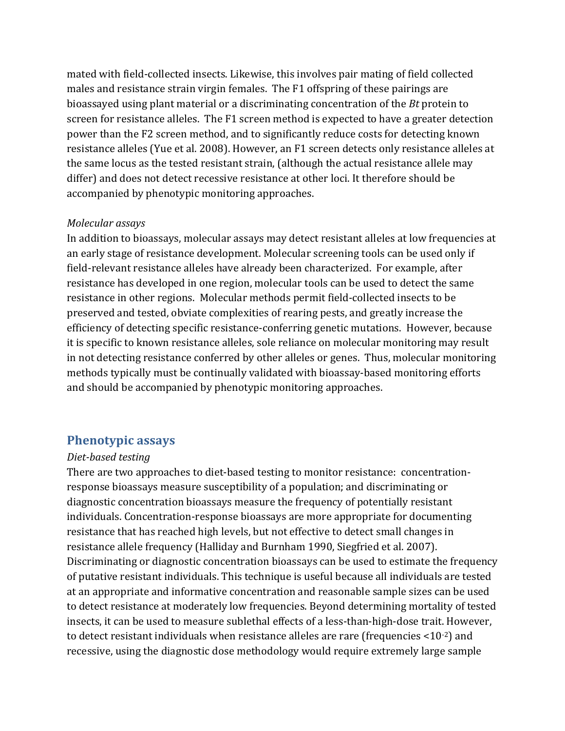mated with field-collected insects. Likewise, this involves pair mating of field collected males and resistance strain virgin females. The F1 offspring of these pairings are bioassayed using plant material or a discriminating concentration of the *Bt* protein to screen for resistance alleles. The F1 screen method is expected to have a greater detection power than the F2 screen method, and to significantly reduce costs for detecting known resistance alleles (Yue et al. 2008). However, an F1 screen detects only resistance alleles at the same locus as the tested resistant strain, (although the actual resistance allele may differ) and does not detect recessive resistance at other loci. It therefore should be accompanied by phenotypic monitoring approaches.

*Molecular assays*

In addition to bioassays, molecular assays may detect resistant alleles at low frequencies at an early stage of resistance development. Molecular screening tools can be used only if field-relevant resistance alleles have already been characterized. For example, after resistance has developed in one region, molecular tools can be used to detect the same resistance in other regions. Molecular methods permit field-collected insects to be preserved and tested, obviate complexities of rearing pests, and greatly increase the efficiency of detecting specific resistance-conferring genetic mutations. However, because it is specific to known resistance alleles, sole reliance on molecular monitoring may result in not detecting resistance conferred by other alleles or genes. Thus, molecular monitoring methods typically must be continually validated with bioassay-based monitoring efforts and should be accompanied by phenotypic monitoring approaches.

## Phenotypic assays

*Diet-based testing*

There are two approaches to diet-based testing to monitor resistance: concentration-response bioassays measure susceptibility of a population; and discriminating or diagnostic concentration bioassays measure the frequency of potentially resistant individuals. Concentration-response bioassays are more appropriate for documenting resistance that has reached high levels, but not effective to detect small changes in resistance allele frequency (Halliday and Burnham 1990, Siegfried et al. 2007). Discriminating or diagnostic concentration bioassays can be used to estimate the frequency of putative resistant individuals. This technique is useful because all individuals are tested at an appropriate and informative concentration and reasonable sample sizes can be used to detect resistance at moderately low frequencies. Beyond determining mortality of tested insects, it can be used to measure sublethal effects of a less-than-high-dose trait. However, to detect resistant individuals when resistance alleles are rare (frequencies $<10^{-2}$) and recessive, using the diagnostic dose methodology would require extremely large sample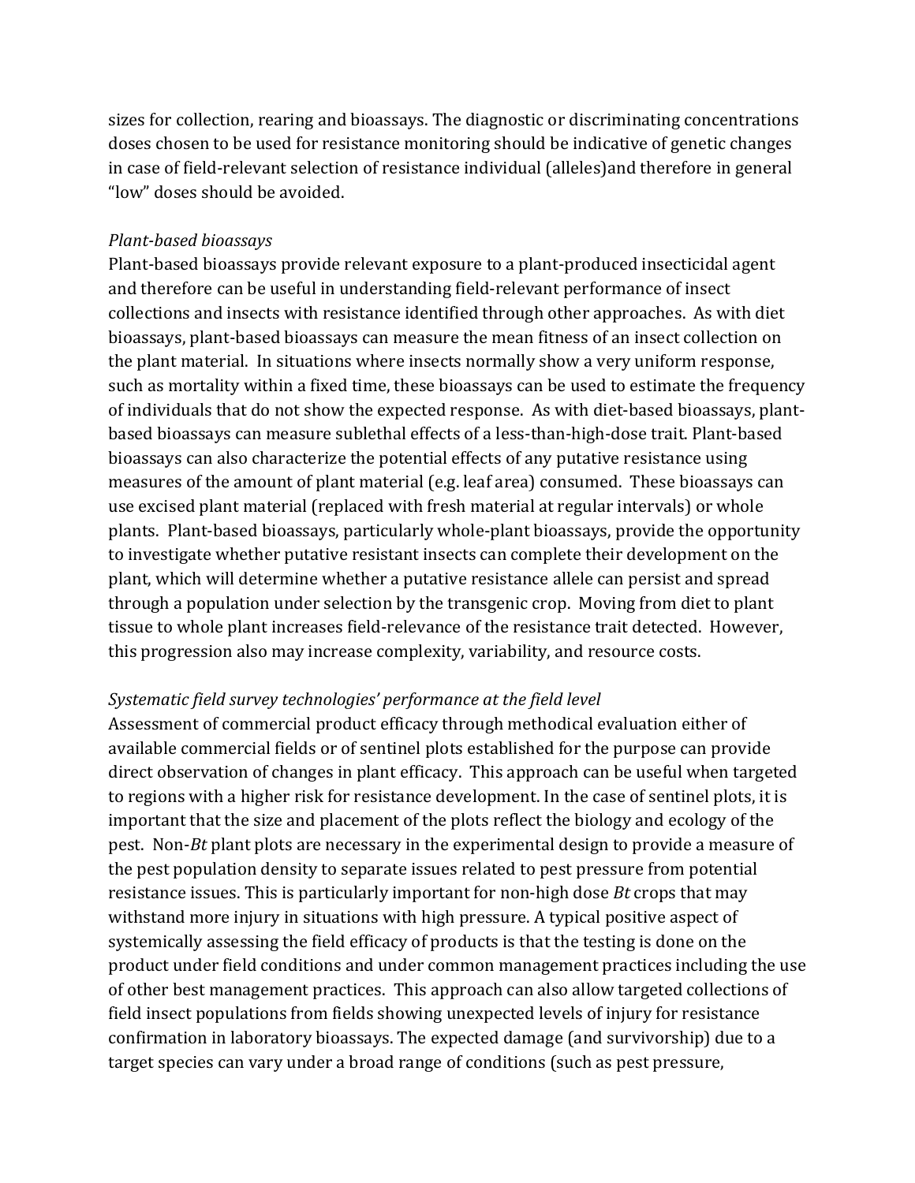sizes for collection, rearing and bioassays. The diagnostic or discriminating concentrations doses chosen to be used for resistance monitoring should be indicative of genetic changes in case of field-relevant selection of resistance individual (alleles)and therefore in general “low” doses should be avoided.

*Plant-based bioassays*

Plant-based bioassays provide relevant exposure to a plant-produced insecticidal agent and therefore can be useful in understanding field-relevant performance of insect collections and insects with resistance identified through other approaches. As with diet bioassays, plant-based bioassays can measure the mean fitness of an insect collection on the plant material. In situations where insects normally show a very uniform response, such as mortality within a fixed time, these bioassays can be used to estimate the frequency of individuals that do not show the expected response. As with diet-based bioassays, plant-based bioassays can measure sublethal effects of a less-than-high-dose trait. Plant-based bioassays can also characterize the potential effects of any putative resistance using measures of the amount of plant material (e.g. leaf area) consumed. These bioassays can use excised plant material (replaced with fresh material at regular intervals) or whole plants. Plant-based bioassays, particularly whole-plant bioassays, provide the opportunity to investigate whether putative resistant insects can complete their development on the plant, which will determine whether a putative resistance allele can persist and spread through a population under selection by the transgenic crop. Moving from diet to plant tissue to whole plant increases field-relevance of the resistance trait detected. However, this progression also may increase complexity, variability, and resource costs.

*Systematic field survey technologies' performance at the field level*

Assessment of commercial product efficacy through methodical evaluation either of available commercial fields or of sentinel plots established for the purpose can provide direct observation of changes in plant efficacy. This approach can be useful when targeted to regions with a higher risk for resistance development. In the case of sentinel plots, it is important that the size and placement of the plots reflect the biology and ecology of the pest. Non-*Bt* plant plots are necessary in the experimental design to provide a measure of the pest population density to separate issues related to pest pressure from potential resistance issues. This is particularly important for non-high dose *Bt* crops that may withstand more injury in situations with high pressure. A typical positive aspect of systemically assessing the field efficacy of products is that the testing is done on the product under field conditions and under common management practices including the use of other best management practices. This approach can also allow targeted collections of field insect populations from fields showing unexpected levels of injury for resistance confirmation in laboratory bioassays. The expected damage (and survivorship) due to a target species can vary under a broad range of conditions (such as pest pressure,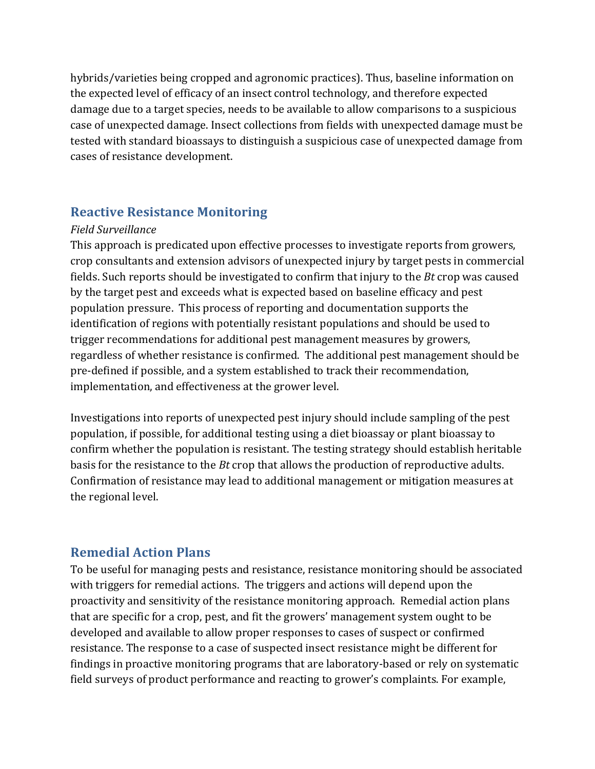hybrids/varieties being cropped and agronomic practices). Thus, baseline information on the expected level of efficacy of an insect control technology, and therefore expected damage due to a target species, needs to be available to allow comparisons to a suspicious case of unexpected damage. Insect collections from fields with unexpected damage must be tested with standard bioassays to distinguish a suspicious case of unexpected damage from cases of resistance development.

## Reactive Resistance Monitoring

*Field Surveillance*

This approach is predicated upon effective processes to investigate reports from growers, crop consultants and extension advisors of unexpected injury by target pests in commercial fields. Such reports should be investigated to confirm that injury to the *Bt* crop was caused by the target pest and exceeds what is expected based on baseline efficacy and pest population pressure. This process of reporting and documentation supports the identification of regions with potentially resistant populations and should be used to trigger recommendations for additional pest management measures by growers, regardless of whether resistance is confirmed. The additional pest management should be pre-defined if possible, and a system established to track their recommendation, implementation, and effectiveness at the grower level.

Investigations into reports of unexpected pest injury should include sampling of the pest population, if possible, for additional testing using a diet bioassay or plant bioassay to confirm whether the population is resistant. The testing strategy should establish heritable basis for the resistance to the *Bt* crop that allows the production of reproductive adults. Confirmation of resistance may lead to additional management or mitigation measures at the regional level.

## Remedial Action Plans

To be useful for managing pests and resistance, resistance monitoring should be associated with triggers for remedial actions. The triggers and actions will depend upon the proactivity and sensitivity of the resistance monitoring approach. Remedial action plans that are specific for a crop, pest, and fit the growers' management system ought to be developed and available to allow proper responses to cases of suspect or confirmed resistance. The response to a case of suspected insect resistance might be different for findings in proactive monitoring programs that are laboratory-based or rely on systematic field surveys of product performance and reacting to grower's complaints. For example,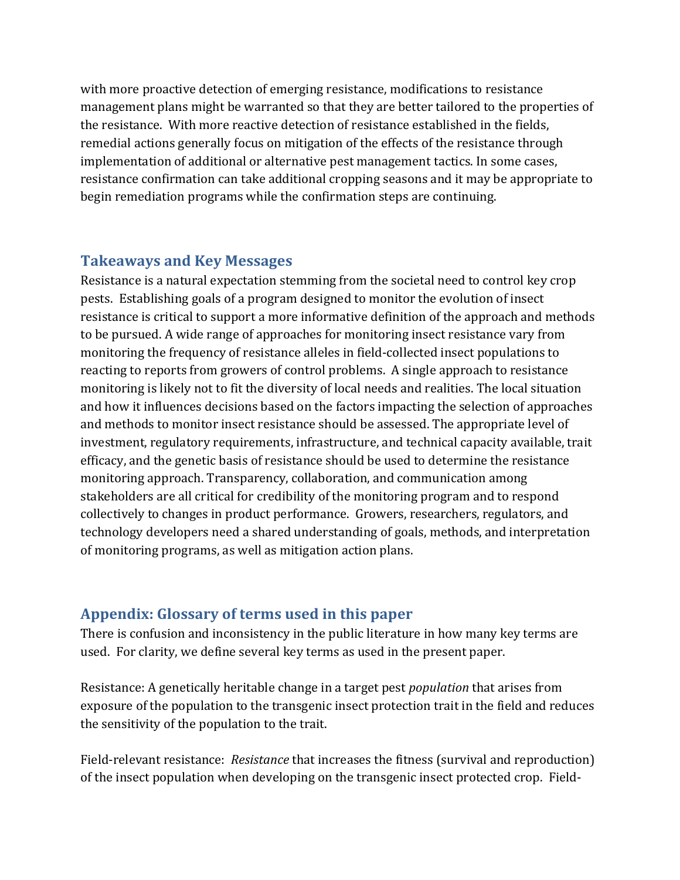with more proactive detection of emerging resistance, modifications to resistance management plans might be warranted so that they are better tailored to the properties of the resistance. With more reactive detection of resistance established in the fields, remedial actions generally focus on mitigation of the effects of the resistance through implementation of additional or alternative pest management tactics. In some cases, resistance confirmation can take additional cropping seasons and it may be appropriate to begin remediation programs while the confirmation steps are continuing.

## Takeaways and Key Messages

Resistance is a natural expectation stemming from the societal need to control key crop pests. Establishing goals of a program designed to monitor the evolution of insect resistance is critical to support a more informative definition of the approach and methods to be pursued. A wide range of approaches for monitoring insect resistance vary from monitoring the frequency of resistance alleles in field-collected insect populations to reacting to reports from growers of control problems. A single approach to resistance monitoring is likely not to fit the diversity of local needs and realities. The local situation and how it influences decisions based on the factors impacting the selection of approaches and methods to monitor insect resistance should be assessed. The appropriate level of investment, regulatory requirements, infrastructure, and technical capacity available, trait efficacy, and the genetic basis of resistance should be used to determine the resistance monitoring approach. Transparency, collaboration, and communication among stakeholders are all critical for credibility of the monitoring program and to respond collectively to changes in product performance. Growers, researchers, regulators, and technology developers need a shared understanding of goals, methods, and interpretation of monitoring programs, as well as mitigation action plans.

## Appendix: Glossary of terms used in this paper

There is confusion and inconsistency in the public literature in how many key terms are used. For clarity, we define several key terms as used in the present paper.

Resistance: A genetically heritable change in a target pest *population* that arises from exposure of the population to the transgenic insect protection trait in the field and reduces the sensitivity of the population to the trait.

Field-relevant resistance: *Resistance* that increases the fitness (survival and reproduction) of the insect population when developing on the transgenic insect protected crop. Field-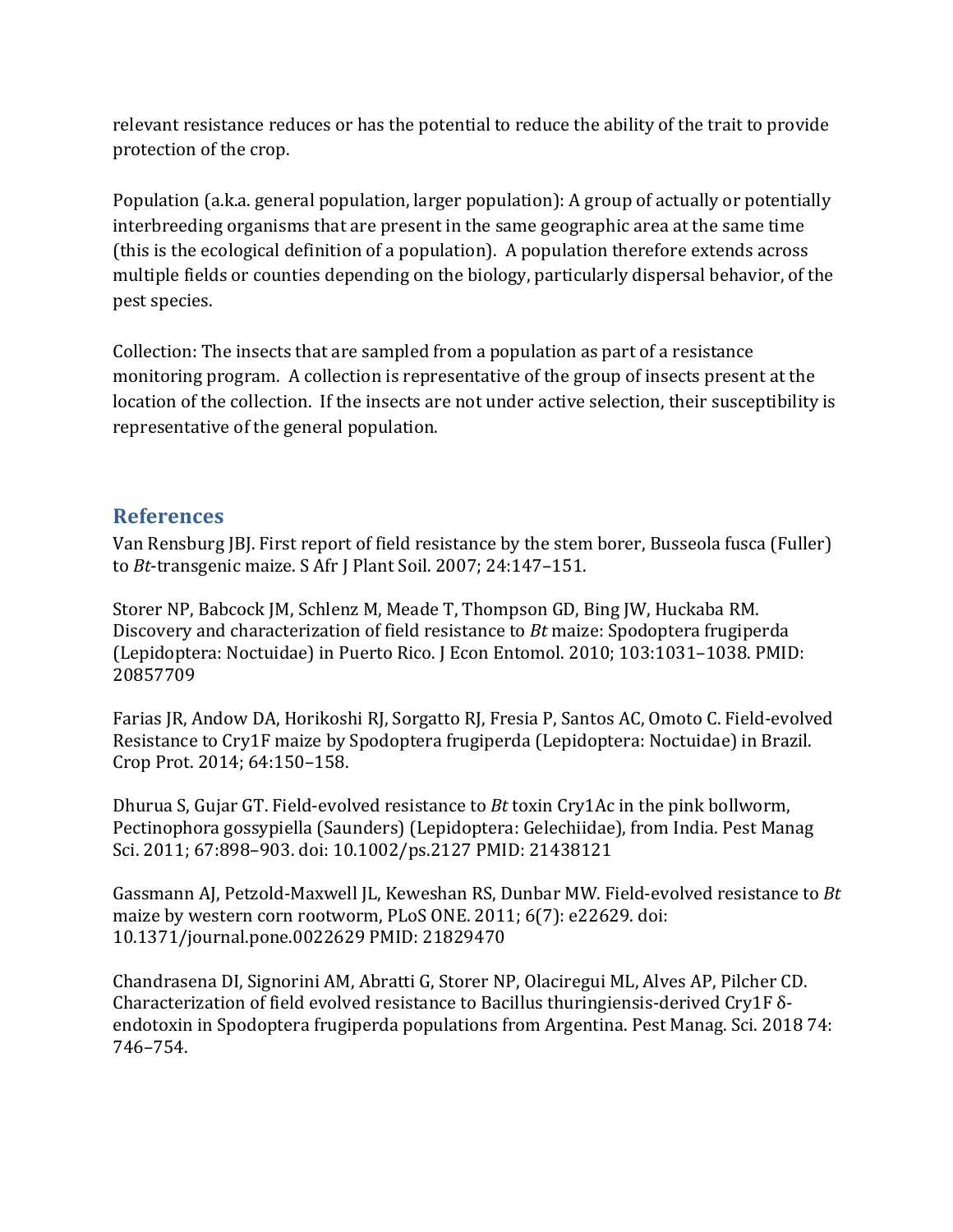relevant resistance reduces or has the potential to reduce the ability of the trait to provide protection of the crop.

Population (a.k.a. general population, larger population): A group of actually or potentially interbreeding organisms that are present in the same geographic area at the same time (this is the ecological definition of a population). A population therefore extends across multiple fields or counties depending on the biology, particularly dispersal behavior, of the pest species.

Collection: The insects that are sampled from a population as part of a resistance monitoring program. A collection is representative of the group of insects present at the location of the collection. If the insects are not under active selection, their susceptibility is representative of the general population.

## References

Van Rensburg JBJ. First report of field resistance by the stem borer, Busseola fusca (Fuller) to *Bt*-transgenic maize. S Afr J Plant Soil. 2007; 24:147–151.

Storer NP, Babcock JM, Schlenz M, Meade T, Thompson GD, Bing JW, Huckaba RM. Discovery and characterization of field resistance to *Bt* maize: Spodoptera frugiperda (Lepidoptera: Noctuidae) in Puerto Rico. J Econ Entomol. 2010; 103:1031–1038. PMID: 20857709

Farias JR, Andow DA, Horikoshi RJ, Sorgatto RJ, Fresia P, Santos AC, Omoto C. Field-evolved Resistance to Cry1F maize by Spodoptera frugiperda (Lepidoptera: Noctuidae) in Brazil. Crop Prot. 2014; 64:150–158.

Dhurua S, Gujar GT. Field-evolved resistance to *Bt* toxin Cry1Ac in the pink bollworm, Pectinophora gossypiella (Saunders) (Lepidoptera: Gelechiidae), from India. Pest Manag Sci. 2011; 67:898–903. doi: 10.1002/ps.2127 PMID: 21438121

Gassmann AJ, Petzold-Maxwell JL, Keweshan RS, Dunbar MW. Field-evolved resistance to *Bt* maize by western corn rootworm, PLoS ONE. 2011; 6(7): e22629. doi: 10.1371/journal.pone.0022629 PMID: 21829470

Chandrasena DI, Signorini AM, Abratti G, Storer NP, Olaciregui ML, Alves AP, Pilcher CD. Characterization of field evolved resistance to Bacillus thuringiensis-derived Cry1F δ-endotoxin in Spodoptera frugiperda populations from Argentina. Pest Manag. Sci. 2018 74: 746–754.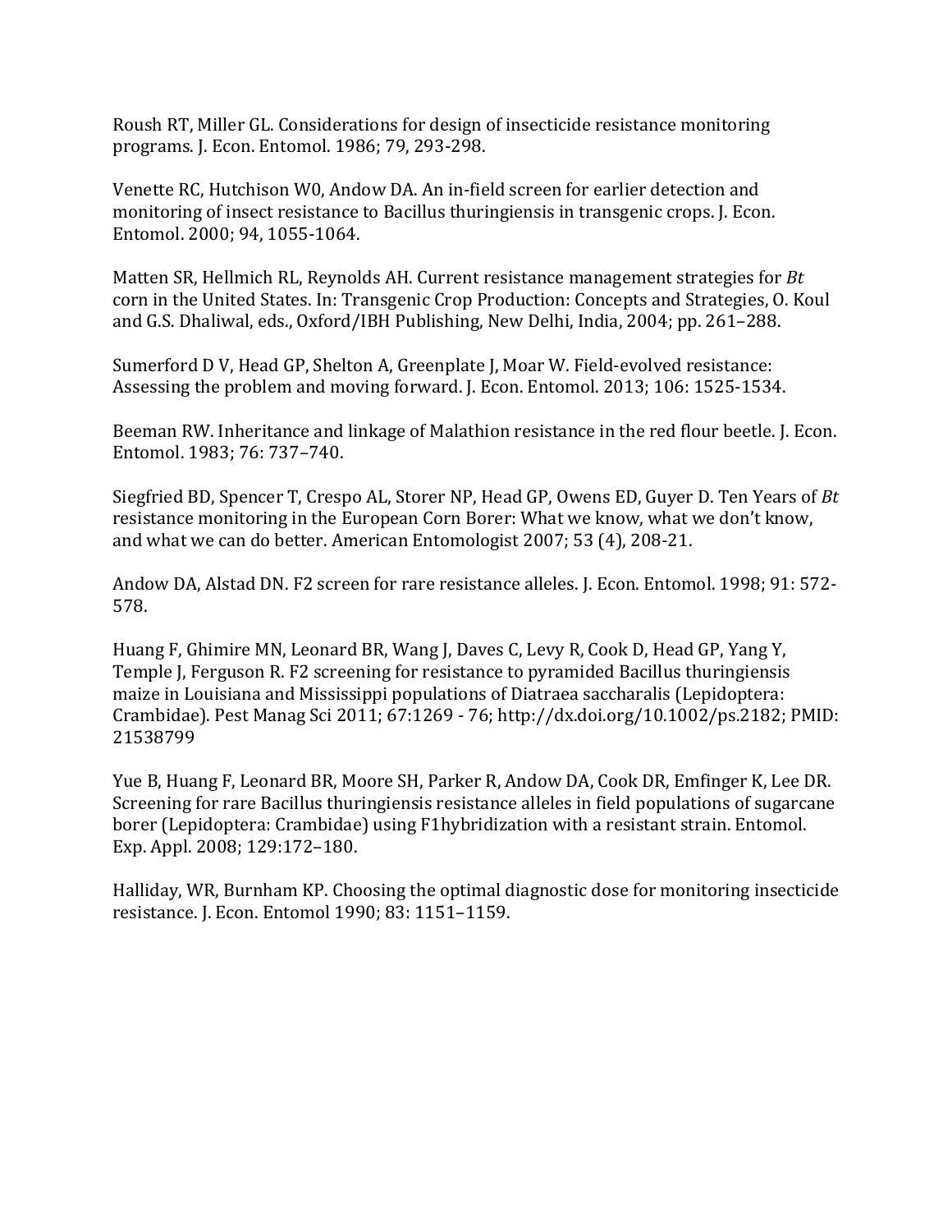Roush RT, Miller GL. Considerations for design of insecticide resistance monitoring programs. J. Econ. Entomol. 1986; 79, 293-298.

Venette RC, Hutchison W0, Andow DA. An in-field screen for earlier detection and monitoring of insect resistance to Bacillus thuringiensis in transgenic crops. J. Econ. Entomol. 2000; 94, 1055-1064.

Matten SR, Hellmich RL, Reynolds AH. Current resistance management strategies for *Bt* corn in the United States. In: Transgenic Crop Production: Concepts and Strategies, O. Koul and G.S. Dhaliwal, eds., Oxford/IBH Publishing, New Delhi, India, 2004; pp. 261–288.

Sumerford D V, Head GP, Shelton A, Greenplate J, Moar W. Field-evolved resistance: Assessing the problem and moving forward. J. Econ. Entomol. 2013; 106: 1525-1534.

Beeman RW. Inheritance and linkage of Malathion resistance in the red flour beetle. J. Econ. Entomol. 1983; 76: 737–740.

Siegfried BD, Spencer T, Crespo AL, Storer NP, Head GP, Owens ED, Guyer D. Ten Years of *Bt* resistance monitoring in the European Corn Borer: What we know, what we don't know, and what we can do better. American Entomologist 2007; 53 (4), 208-21.

Andow DA, Alstad DN. F2 screen for rare resistance alleles. J. Econ. Entomol. 1998; 91: 572-578.

Huang F, Ghimire MN, Leonard BR, Wang J, Daves C, Levy R, Cook D, Head GP, Yang Y, Temple J, Ferguson R. F2 screening for resistance to pyramided Bacillus thuringiensis maize in Louisiana and Mississippi populations of Diatraea saccharalis (Lepidoptera: Crambidae). Pest Manag Sci 2011; 67:1269 - 76; http://dx.doi.org/10.1002/ps.2182; PMID: 21538799

Yue B, Huang F, Leonard BR, Moore SH, Parker R, Andow DA, Cook DR, Emfinger K, Lee DR. Screening for rare Bacillus thuringiensis resistance alleles in field populations of sugarcane borer (Lepidoptera: Crambidae) using F1hybridization with a resistant strain. Entomol. Exp. Appl. 2008; 129:172–180.

Halliday, WR, Burnham KP. Choosing the optimal diagnostic dose for monitoring insecticide resistance. J. Econ. Entomol 1990; 83: 1151–1159.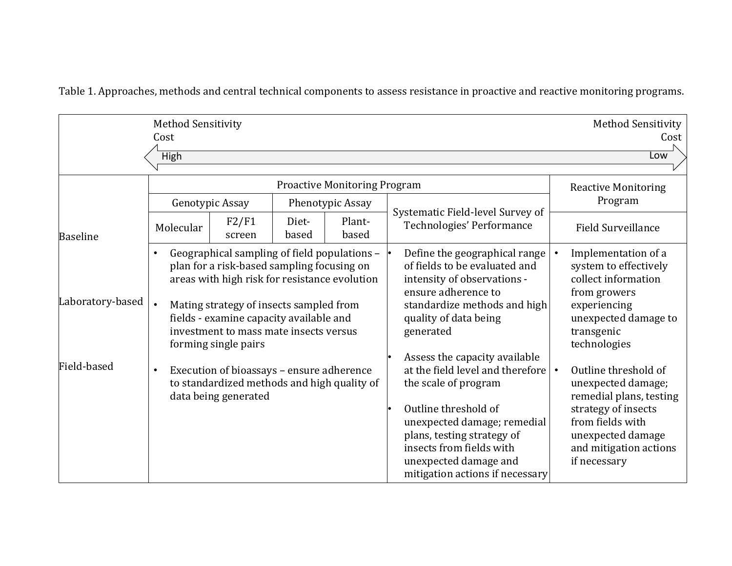Table 1. Approaches, methods and central technical components to assess resistance in proactive and reactive monitoring programs.

| | Method Sensitivity / Cost: High ⟵ | | | | ⟶ Method Sensitivity / Cost: Low | |
|---|---|---|---|---|---|---|
| | Proactive Monitoring Program | | | | | Reactive Monitoring Program |
| | Genotypic Assay | | Phenotypic Assay | | Systematic Field-level Survey of Technologies' Performance | Field Surveillance |
| | Molecular | F2/F1 screen | Diet-based | Plant-based | | |
| Baseline<br><br>Laboratory-based<br><br>Field-based | • Geographical sampling of field populations – plan for a risk-based sampling focusing on areas with high risk for resistance evolution<br><br>• Mating strategy of insects sampled from fields - examine capacity available and investment to mass mate insects versus forming single pairs<br><br>• Execution of bioassays – ensure adherence to standardized methods and high quality of data being generated | | | | • Define the geographical range of fields to be evaluated and intensity of observations - ensure adherence to standardize methods and high quality of data being generated<br><br>• Assess the capacity available at the field level and therefore the scale of program<br><br>• Outline threshold of unexpected damage; remedial plans, testing strategy of insects from fields with unexpected damage and mitigation actions if necessary | • Implementation of a system to effectively collect information from growers experiencing unexpected damage to transgenic technologies<br><br>• Outline threshold of unexpected damage; remedial plans, testing strategy of insects from fields with unexpected damage and mitigation actions if necessary |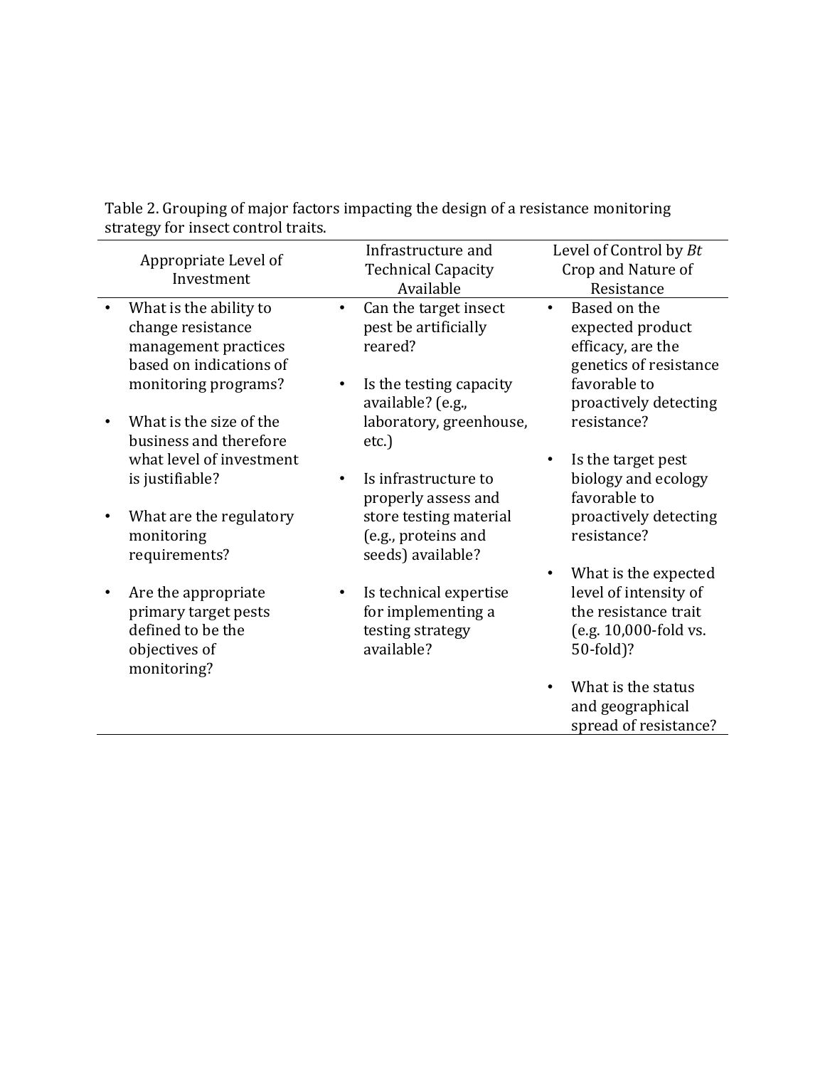Table 2. Grouping of major factors impacting the design of a resistance monitoring strategy for insect control traits.

| Appropriate Level of Investment | Infrastructure and Technical Capacity Available | Level of Control by *Bt* Crop and Nature of Resistance |
|---|---|---|
| • What is the ability to change resistance management practices based on indications of monitoring programs? | • Can the target insect pest be artificially reared? | • Based on the expected product efficacy, are the genetics of resistance favorable to proactively detecting resistance? |
| • What is the size of the business and therefore what level of investment is justifiable? | • Is the testing capacity available? (e.g., laboratory, greenhouse, etc.) | • Is the target pest biology and ecology favorable to proactively detecting resistance? |
| • What are the regulatory monitoring requirements? | • Is infrastructure to properly assess and store testing material (e.g., proteins and seeds) available? | • What is the expected level of intensity of the resistance trait (e.g. 10,000-fold vs. 50-fold)? |
| • Are the appropriate primary target pests defined to be the objectives of monitoring? | • Is technical expertise for implementing a testing strategy available? | • What is the status and geographical spread of resistance? |